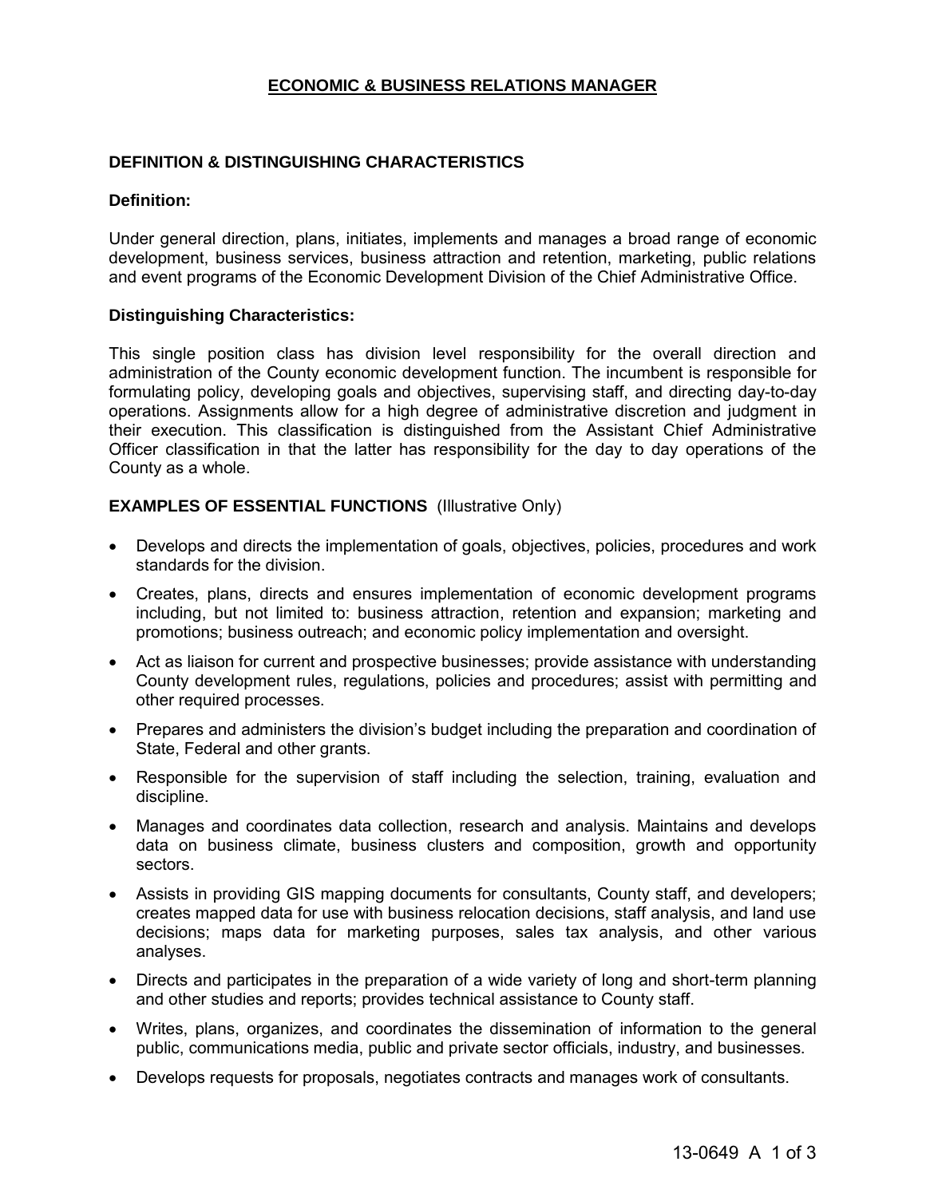# ECONOMIC & BUSINESS RELATIONS MANAGER

## DEFINITION & DISTINGUISHING CHARACTERISTICS

### Definition:

Under general direction, plans, initiates, implements and manages a broad range of economic development, business services, business attraction and retention, marketing, public relations and event programs of the Economic Development Division of the Chief Administrative Office.

### Distinguishing Characteristics:

This single position class has division level responsibility for the overall direction and administration of the County economic development function. The incumbent is responsible for formulating policy, developing goals and objectives, supervising staff, and directing day-to-day operations. Assignments allow for a high degree of administrative discretion and judgment in their execution. This classification is distinguished from the Assistant Chief Administrative Officer classification in that the latter has responsibility for the day to day operations of the County as a whole.

## EXAMPLES OF ESSENTIAL FUNCTIONS (Illustrative Only)

- Develops and directs the implementation of goals, objectives, policies, procedures and work standards for the division.
- Creates, plans, directs and ensures implementation of economic development programs including, but not limited to: business attraction, retention and expansion; marketing and promotions; business outreach; and economic policy implementation and oversight.
- Act as liaison for current and prospective businesses; provide assistance with understanding County development rules, regulations, policies and procedures; assist with permitting and other required processes.
- Prepares and administers the division's budget including the preparation and coordination of State, Federal and other grants.
- Responsible for the supervision of staff including the selection, training, evaluation and discipline.
- Manages and coordinates data collection, research and analysis. Maintains and develops data on business climate, business clusters and composition, growth and opportunity sectors.
- Assists in providing GIS mapping documents for consultants, County staff, and developers; creates mapped data for use with business relocation decisions, staff analysis, and land use decisions; maps data for marketing purposes, sales tax analysis, and other various analyses.
- Directs and participates in the preparation of a wide variety of long and short-term planning and other studies and reports; provides technical assistance to County staff.
- Writes, plans, organizes, and coordinates the dissemination of information to the general public, communications media, public and private sector officials, industry, and businesses.
- Develops requests for proposals, negotiates contracts and manages work of consultants.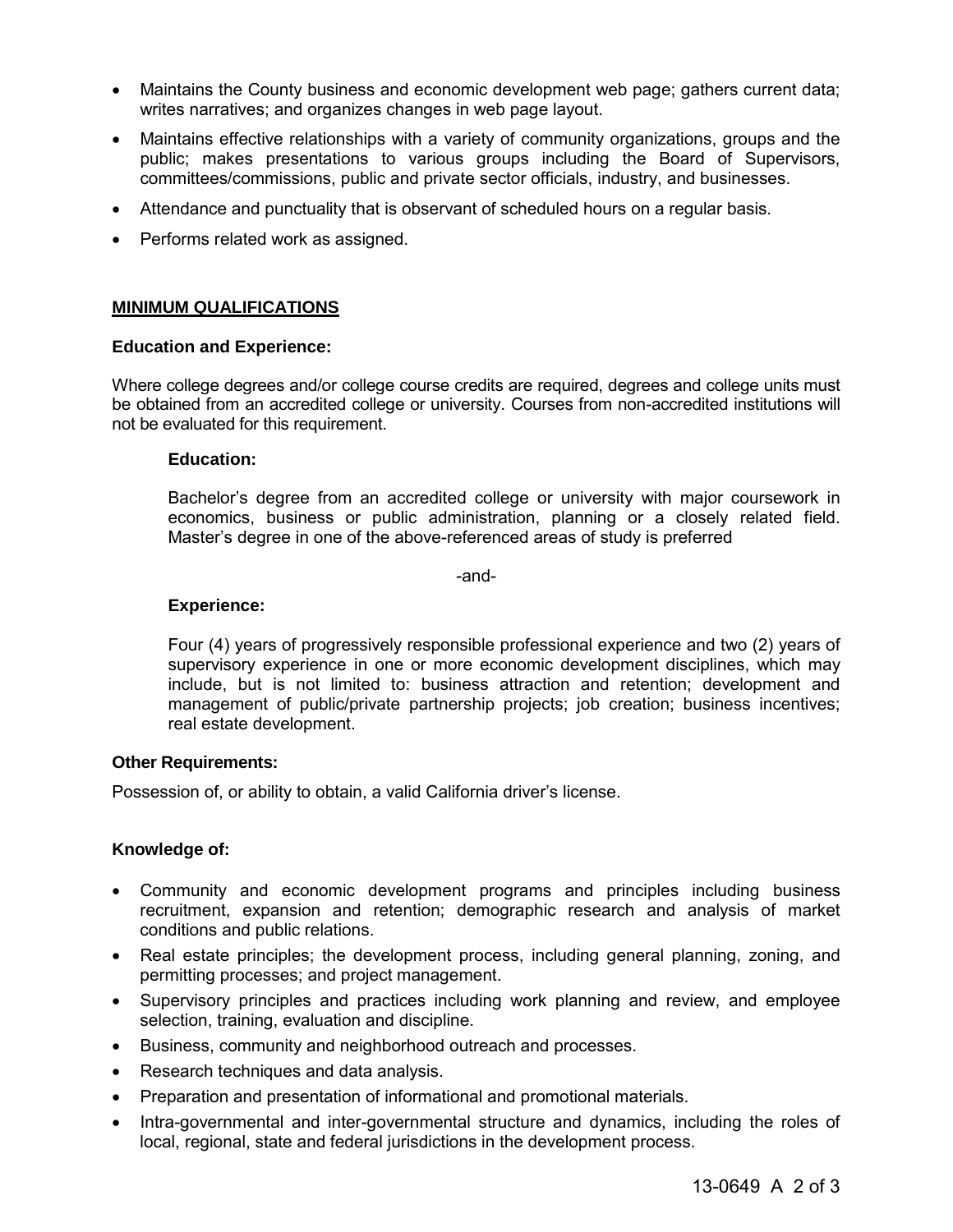- Maintains the County business and economic development web page; gathers current data; writes narratives; and organizes changes in web page layout.
- Maintains effective relationships with a variety of community organizations, groups and the public; makes presentations to various groups including the Board of Supervisors, committees/commissions, public and private sector officials, industry, and businesses.
- Attendance and punctuality that is observant of scheduled hours on a regular basis.
- Performs related work as assigned.

## MINIMUM QUALIFICATIONS

### Education and Experience:

Where college degrees and/or college course credits are required, degrees and college units must be obtained from an accredited college or university. Courses from non-accredited institutions will not be evaluated for this requirement.

#### Education:

Bachelor's degree from an accredited college or university with major coursework in economics, business or public administration, planning or a closely related field. Master's degree in one of the above-referenced areas of study is preferred

-and-

#### Experience:

Four (4) years of progressively responsible professional experience and two (2) years of supervisory experience in one or more economic development disciplines, which may include, but is not limited to: business attraction and retention; development and management of public/private partnership projects; job creation; business incentives; real estate development.

### Other Requirements:

Possession of, or ability to obtain, a valid California driver's license.

### Knowledge of:

- Community and economic development programs and principles including business recruitment, expansion and retention; demographic research and analysis of market conditions and public relations.
- Real estate principles; the development process, including general planning, zoning, and permitting processes; and project management.
- Supervisory principles and practices including work planning and review, and employee selection, training, evaluation and discipline.
- Business, community and neighborhood outreach and processes.
- Research techniques and data analysis.
- Preparation and presentation of informational and promotional materials.
- Intra-governmental and inter-governmental structure and dynamics, including the roles of local, regional, state and federal jurisdictions in the development process.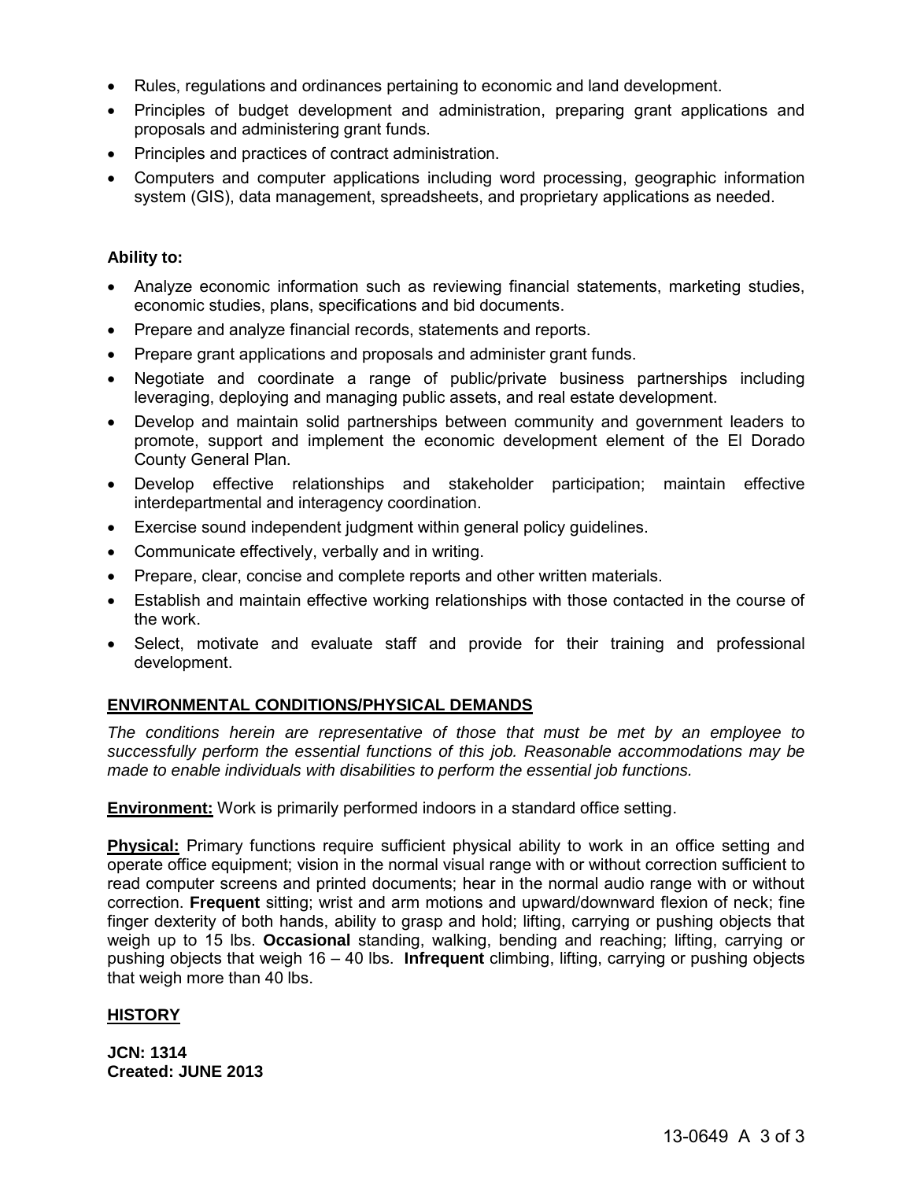- Rules, regulations and ordinances pertaining to economic and land development.
- Principles of budget development and administration, preparing grant applications and proposals and administering grant funds.
- Principles and practices of contract administration.
- Computers and computer applications including word processing, geographic information system (GIS), data management, spreadsheets, and proprietary applications as needed.

**Ability to:**

- Analyze economic information such as reviewing financial statements, marketing studies, economic studies, plans, specifications and bid documents.
- Prepare and analyze financial records, statements and reports.
- Prepare grant applications and proposals and administer grant funds.
- Negotiate and coordinate a range of public/private business partnerships including leveraging, deploying and managing public assets, and real estate development.
- Develop and maintain solid partnerships between community and government leaders to promote, support and implement the economic development element of the El Dorado County General Plan.
- Develop effective relationships and stakeholder participation; maintain effective interdepartmental and interagency coordination.
- Exercise sound independent judgment within general policy guidelines.
- Communicate effectively, verbally and in writing.
- Prepare, clear, concise and complete reports and other written materials.
- Establish and maintain effective working relationships with those contacted in the course of the work.
- Select, motivate and evaluate staff and provide for their training and professional development.

## ENVIRONMENTAL CONDITIONS/PHYSICAL DEMANDS

*The conditions herein are representative of those that must be met by an employee to successfully perform the essential functions of this job. Reasonable accommodations may be made to enable individuals with disabilities to perform the essential job functions.*

**Environment:** Work is primarily performed indoors in a standard office setting.

**Physical:** Primary functions require sufficient physical ability to work in an office setting and operate office equipment; vision in the normal visual range with or without correction sufficient to read computer screens and printed documents; hear in the normal audio range with or without correction. **Frequent** sitting; wrist and arm motions and upward/downward flexion of neck; fine finger dexterity of both hands, ability to grasp and hold; lifting, carrying or pushing objects that weigh up to 15 lbs. **Occasional** standing, walking, bending and reaching; lifting, carrying or pushing objects that weigh 16 – 40 lbs. **Infrequent** climbing, lifting, carrying or pushing objects that weigh more than 40 lbs.

## HISTORY

**JCN: 1314**
**Created: JUNE 2013**

13-0649 A